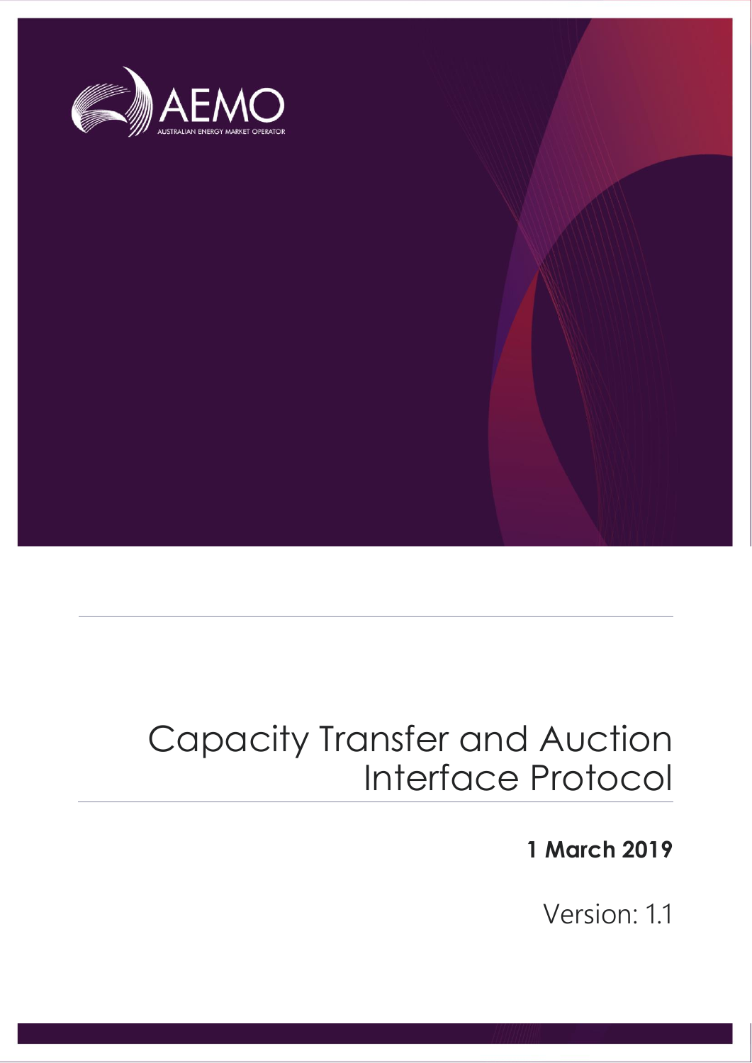AEMO

AUSTRALIAN ENERGY MARKET OPERATOR

# Capacity Transfer and Auction Interface Protocol

**1 March 2019**

Version: 1.1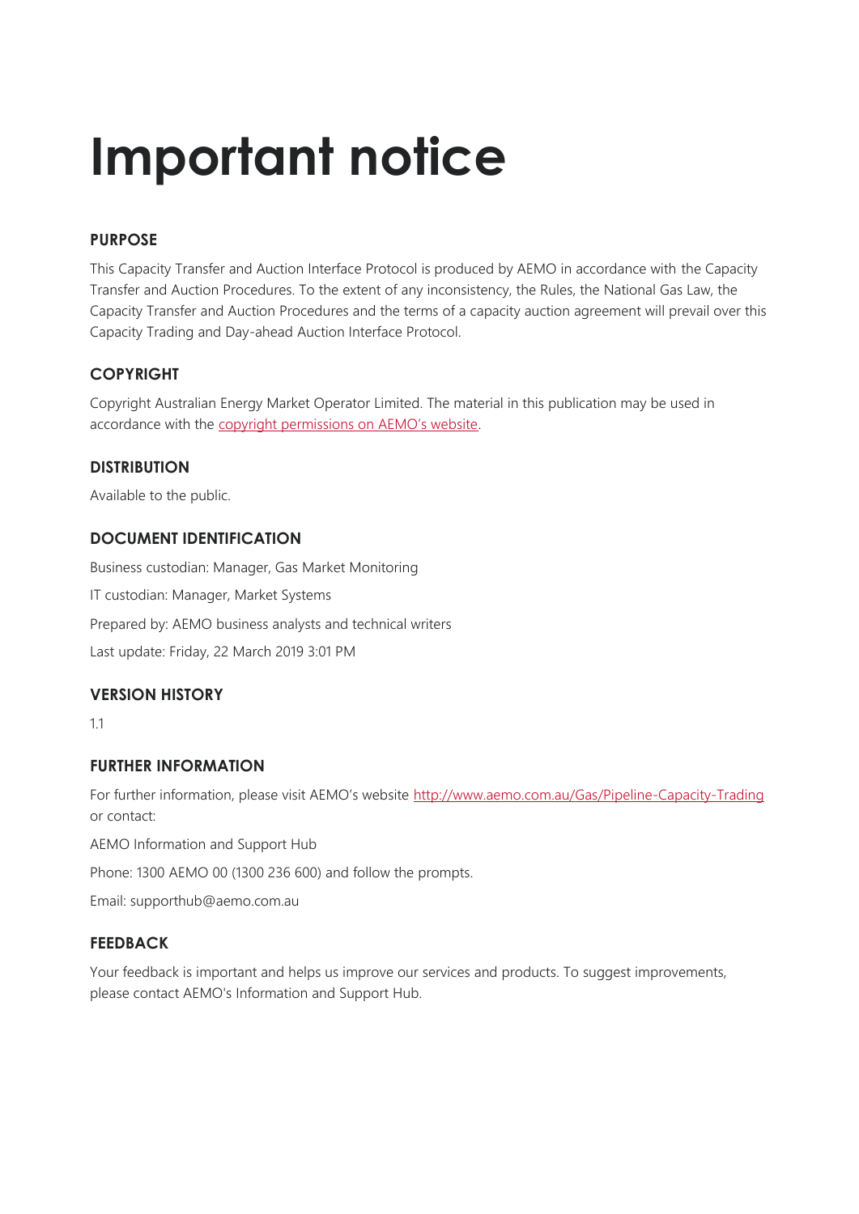# Important notice

## PURPOSE

This Capacity Transfer and Auction Interface Protocol is produced by AEMO in accordance with the Capacity Transfer and Auction Procedures. To the extent of any inconsistency, the Rules, the National Gas Law, the Capacity Transfer and Auction Procedures and the terms of a capacity auction agreement will prevail over this Capacity Trading and Day-ahead Auction Interface Protocol.

## COPYRIGHT

Copyright Australian Energy Market Operator Limited. The material in this publication may be used in accordance with the copyright permissions on AEMO's website.

## DISTRIBUTION

Available to the public.

## DOCUMENT IDENTIFICATION

Business custodian: Manager, Gas Market Monitoring

IT custodian: Manager, Market Systems

Prepared by: AEMO business analysts and technical writers

Last update: Friday, 22 March 2019 3:01 PM

## VERSION HISTORY

1.1

## FURTHER INFORMATION

For further information, please visit AEMO's website http://www.aemo.com.au/Gas/Pipeline-Capacity-Trading or contact:

AEMO Information and Support Hub

Phone: 1300 AEMO 00 (1300 236 600) and follow the prompts.

Email: supporthub@aemo.com.au

## FEEDBACK

Your feedback is important and helps us improve our services and products. To suggest improvements, please contact AEMO's Information and Support Hub.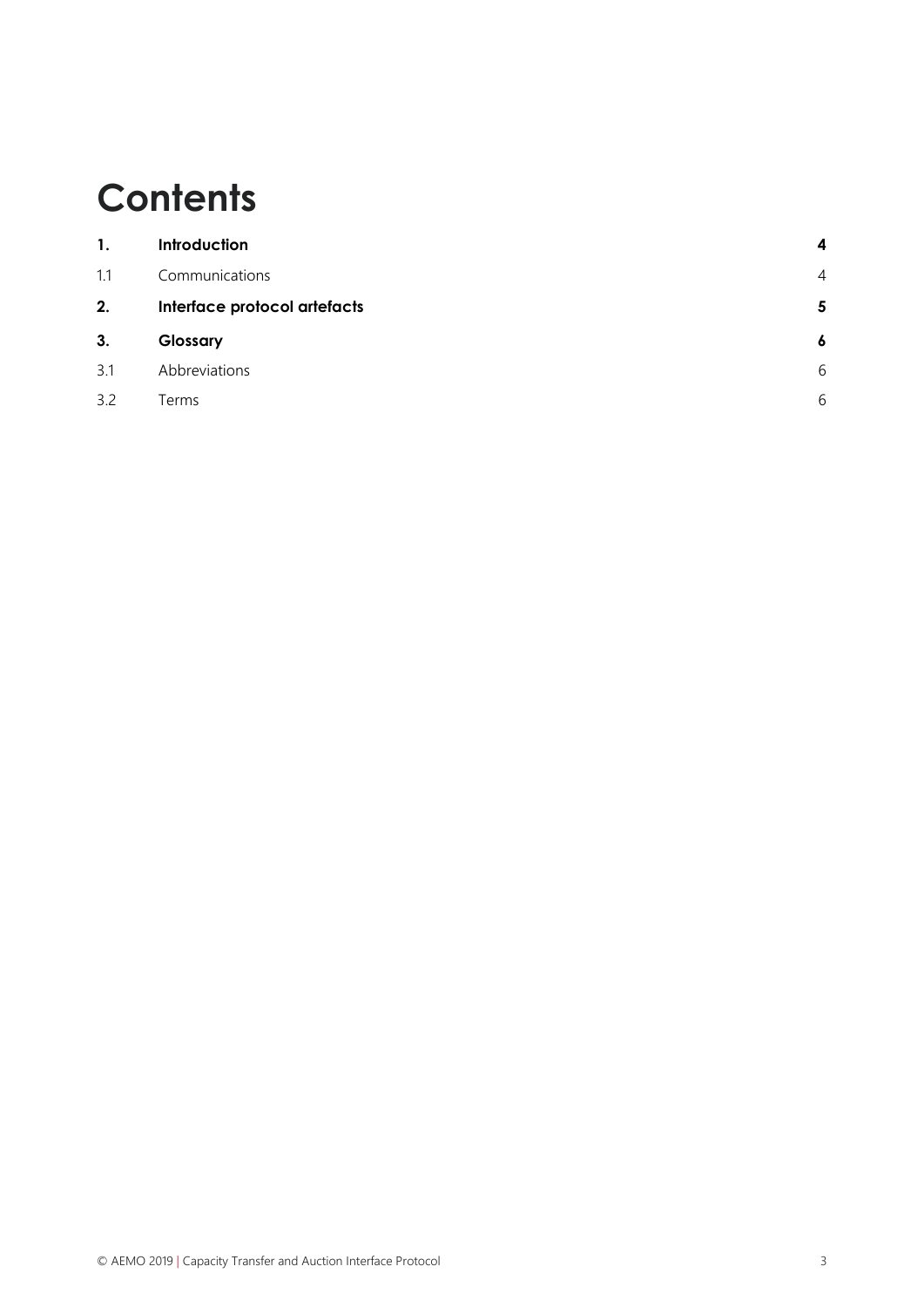# Contents

| | | |
|---|---|---|
| **1.** | **Introduction** | **4** |
| 1.1 | Communications | 4 |
| **2.** | **Interface protocol artefacts** | **5** |
| **3.** | **Glossary** | **6** |
| 3.1 | Abbreviations | 6 |
| 3.2 | Terms | 6 |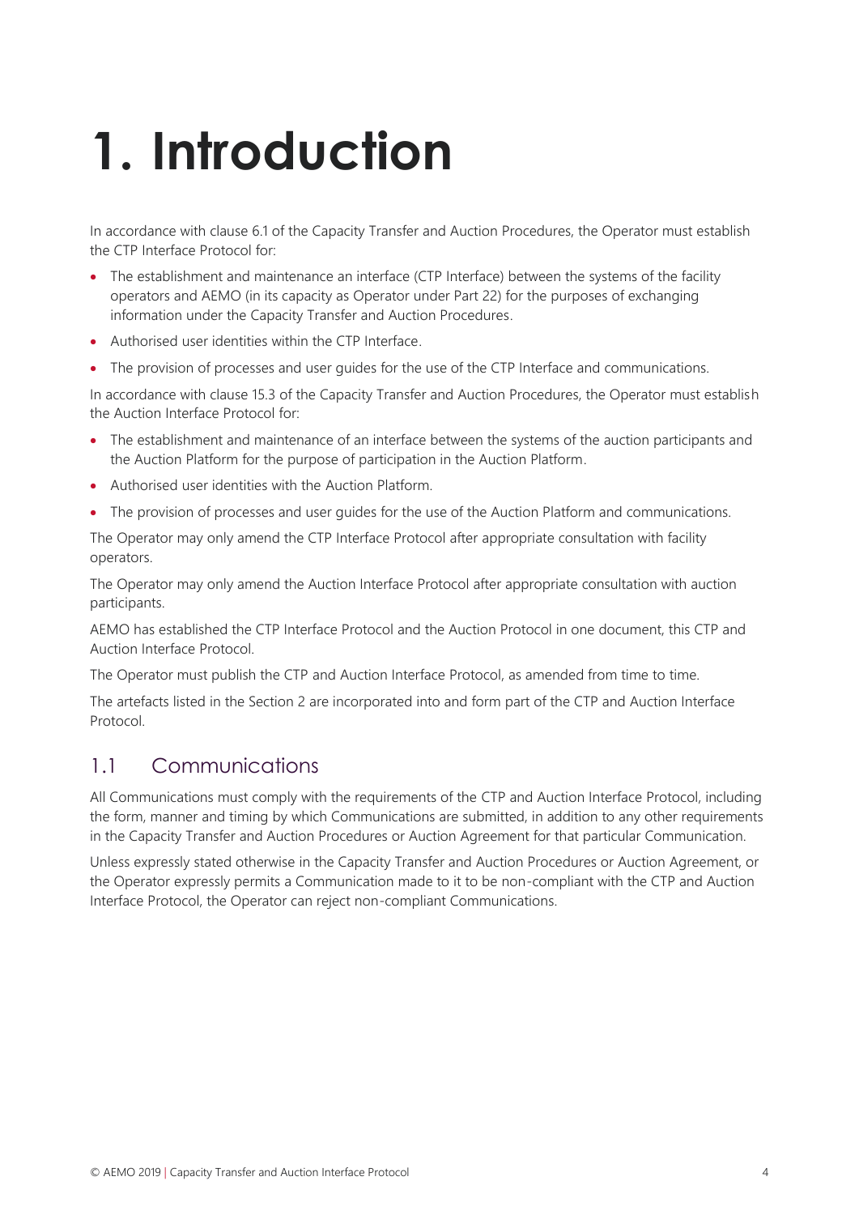# 1. Introduction

In accordance with clause 6.1 of the Capacity Transfer and Auction Procedures, the Operator must establish the CTP Interface Protocol for:

- The establishment and maintenance an interface (CTP Interface) between the systems of the facility operators and AEMO (in its capacity as Operator under Part 22) for the purposes of exchanging information under the Capacity Transfer and Auction Procedures.
- Authorised user identities within the CTP Interface.
- The provision of processes and user guides for the use of the CTP Interface and communications.

In accordance with clause 15.3 of the Capacity Transfer and Auction Procedures, the Operator must establish the Auction Interface Protocol for:

- The establishment and maintenance of an interface between the systems of the auction participants and the Auction Platform for the purpose of participation in the Auction Platform.
- Authorised user identities with the Auction Platform.
- The provision of processes and user guides for the use of the Auction Platform and communications.

The Operator may only amend the CTP Interface Protocol after appropriate consultation with facility operators.

The Operator may only amend the Auction Interface Protocol after appropriate consultation with auction participants.

AEMO has established the CTP Interface Protocol and the Auction Protocol in one document, this CTP and Auction Interface Protocol.

The Operator must publish the CTP and Auction Interface Protocol, as amended from time to time.

The artefacts listed in the Section 2 are incorporated into and form part of the CTP and Auction Interface Protocol.

## 1.1 Communications

All Communications must comply with the requirements of the CTP and Auction Interface Protocol, including the form, manner and timing by which Communications are submitted, in addition to any other requirements in the Capacity Transfer and Auction Procedures or Auction Agreement for that particular Communication.

Unless expressly stated otherwise in the Capacity Transfer and Auction Procedures or Auction Agreement, or the Operator expressly permits a Communication made to it to be non-compliant with the CTP and Auction Interface Protocol, the Operator can reject non-compliant Communications.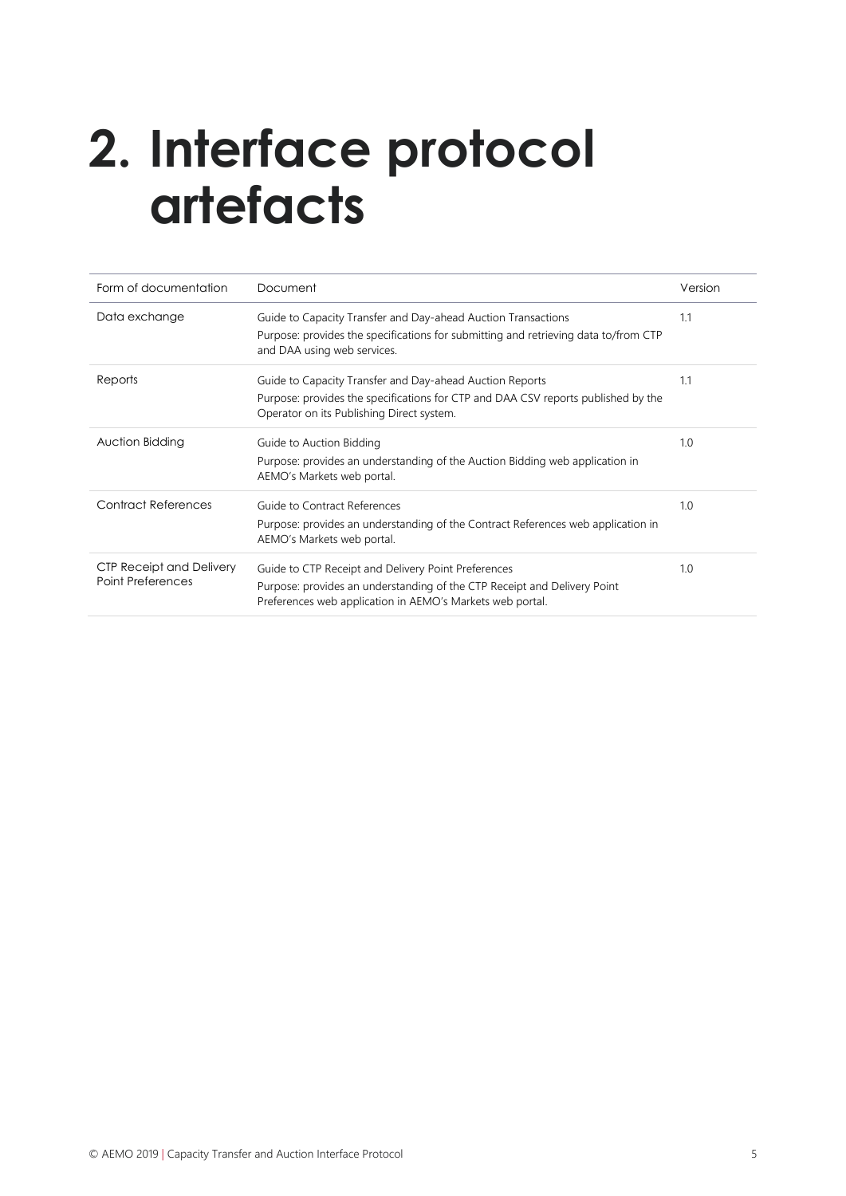# 2. Interface protocol artefacts

| Form of documentation | Document | Version |
|---|---|---|
| Data exchange | Guide to Capacity Transfer and Day-ahead Auction Transactions<br>Purpose: provides the specifications for submitting and retrieving data to/from CTP and DAA using web services. | 1.1 |
| Reports | Guide to Capacity Transfer and Day-ahead Auction Reports<br>Purpose: provides the specifications for CTP and DAA CSV reports published by the Operator on its Publishing Direct system. | 1.1 |
| Auction Bidding | Guide to Auction Bidding<br>Purpose: provides an understanding of the Auction Bidding web application in AEMO's Markets web portal. | 1.0 |
| Contract References | Guide to Contract References<br>Purpose: provides an understanding of the Contract References web application in AEMO's Markets web portal. | 1.0 |
| CTP Receipt and Delivery Point Preferences | Guide to CTP Receipt and Delivery Point Preferences<br>Purpose: provides an understanding of the CTP Receipt and Delivery Point Preferences web application in AEMO's Markets web portal. | 1.0 |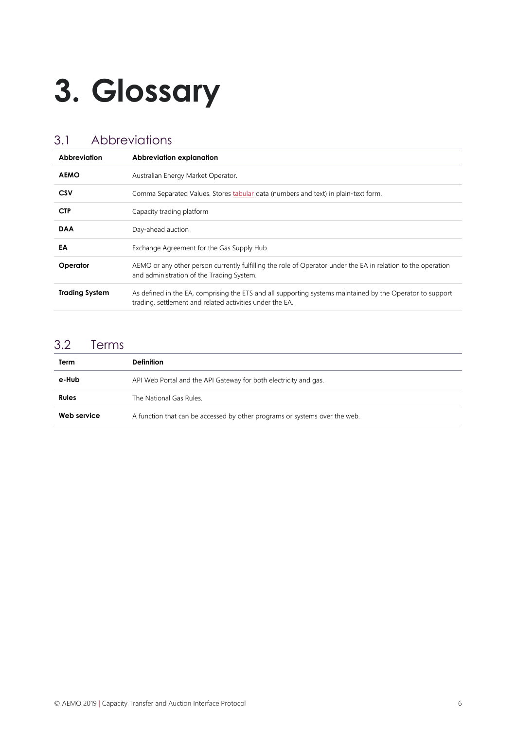# 3. Glossary

## 3.1 Abbreviations

| Abbreviation | Abbreviation explanation |
| --- | --- |
| **AEMO** | Australian Energy Market Operator. |
| **CSV** | Comma Separated Values. Stores tabular data (numbers and text) in plain-text form. |
| **CTP** | Capacity trading platform |
| **DAA** | Day-ahead auction |
| **EA** | Exchange Agreement for the Gas Supply Hub |
| **Operator** | AEMO or any other person currently fulfilling the role of Operator under the EA in relation to the operation and administration of the Trading System. |
| **Trading System** | As defined in the EA, comprising the ETS and all supporting systems maintained by the Operator to support trading, settlement and related activities under the EA. |

## 3.2 Terms

| Term | Definition |
| --- | --- |
| **e-Hub** | API Web Portal and the API Gateway for both electricity and gas. |
| **Rules** | The National Gas Rules. |
| **Web service** | A function that can be accessed by other programs or systems over the web. |